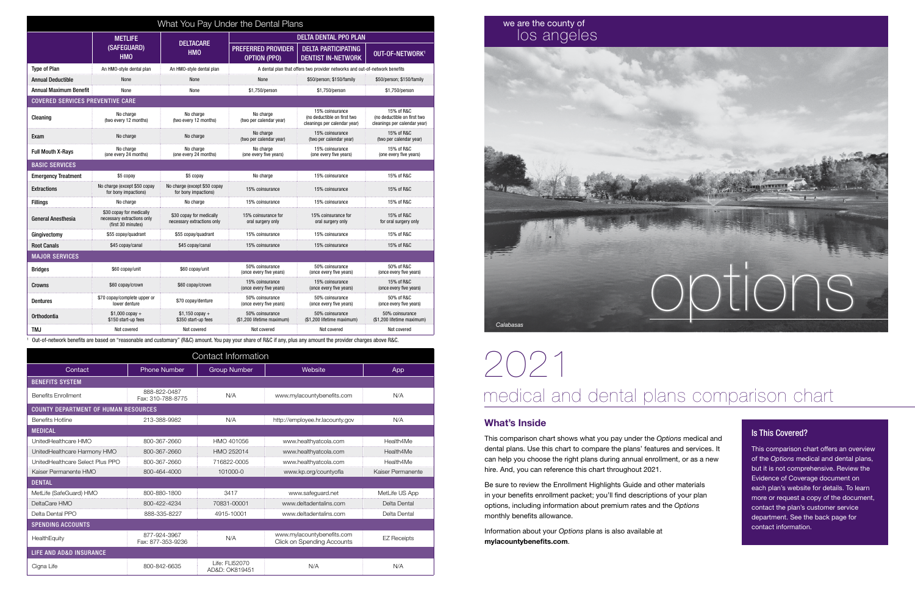## What You Pay Under the Dental Plans

| | METLIFE (SAFEGUARD) HMO | DELTACARE HMO | DELTA DENTAL PPO PLAN | | |
|---|---|---|---|---|---|
| | | | PREFERRED PROVIDER OPTION (PPO) | DELTA PARTICIPATING DENTIST IN-NETWORK | OUT-OF-NETWORK[1] |
| Type of Plan | An HMO-style dental plan | An HMO-style dental plan | A dental plan that offers two provider networks and out-of-network benefits | | |
| Annual Deductible | None | None | None | $50/person; $150/family | $50/person; $150/family |
| Annual Maximum Benefit | None | None | $1,750/person | $1,750/person | $1,750/person |
| **COVERED SERVICES PREVENTIVE CARE** | | | | | |
| Cleaning | No charge (two every 12 months) | No charge (two every 12 months) | No charge (two per calendar year) | 15% coinsurance (no deductible on first two cleanings per calendar year) | 15% of R&C (no deductible on first two cleanings per calendar year) |
| Exam | No charge | No charge | No charge (two per calendar year) | 15% coinsurance (two per calendar year) | 15% of R&C (two per calendar year) |
| Full Mouth X-Rays | No charge (one every 24 months) | No charge (one every 24 months) | No charge (one every five years) | 15% coinsurance (one every five years) | 15% of R&C (one every five years) |
| **BASIC SERVICES** | | | | | |
| Emergency Treatment | $5 copay | $5 copay | No charge | 15% coinsurance | 15% of R&C |
| Extractions | No charge (except $50 copay for bony impactions) | No charge (except $50 copay for bony impactions) | 15% coinsurance | 15% coinsurance | 15% of R&C |
| Fillings | No charge | No charge | 15% coinsurance | 15% coinsurance | 15% of R&C |
| General Anesthesia | $30 copay for medically necessary extractions only (first 30 minutes) | $30 copay for medically necessary extractions only | 15% coinsurance for oral surgery only | 15% coinsurance for oral surgery only | 15% of R&C for oral surgery only |
| Gingivectomy | $55 copay/quadrant | $55 copay/quadrant | 15% coinsurance | 15% coinsurance | 15% of R&C |
| Root Canals | $45 copay/canal | $45 copay/canal | 15% coinsurance | 15% coinsurance | 15% of R&C |
| **MAJOR SERVICES** | | | | | |
| Bridges | $60 copay/unit | $60 copay/unit | 50% coinsurance (once every five years) | 50% coinsurance (once every five years) | 50% of R&C (once every five years) |
| Crowns | $60 copay/crown | $60 copay/crown | 15% coinsurance (once every five years) | 15% coinsurance (once every five years) | 15% of R&C (once every five years) |
| Dentures | $70 copay/complete upper or lower denture | $70 copay/denture | 50% coinsurance (once every five years) | 50% coinsurance (once every five years) | 50% of R&C (once every five years) |
| Orthodontia | $1,000 copay + $150 start-up fees | $1,150 copay + $350 start-up fees | 50% coinsurance ($1,200 lifetime maximum) | 50% coinsurance ($1,200 lifetime maximum) | 50% coinsurance ($1,200 lifetime maximum) |
| TMJ | Not covered | Not covered | Not covered | Not covered | Not covered |

[1] Out-of-network benefits are based on "reasonable and customary" (R&C) amount. You pay your share of R&C if any, plus any amount the provider charges above R&C.

## Contact Information

| Contact | Phone Number | Group Number | Website | App |
|---|---|---|---|---|
| **BENEFITS SYSTEM** | | | | |
| Benefits Enrollment | 888-822-0487 Fax: 310-788-8775 | N/A | www.mylacountybenefits.com | N/A |
| **COUNTY DEPARTMENT OF HUMAN RESOURCES** | | | | |
| Benefits Hotline | 213-388-9982 | N/A | http://employee.hr.lacounty.gov | N/A |
| **MEDICAL** | | | | |
| UnitedHealthcare HMO | 800-367-2660 | HMO 401056 | www.healthyatcola.com | Health4Me |
| UnitedHealthcare Harmony HMO | 800-367-2660 | HMO 252014 | www.healthyatcola.com | Health4Me |
| UnitedHealthcare Select Plus PPO | 800-367-2660 | 716822-0005 | www.healthyatcola.com | Health4Me |
| Kaiser Permanente HMO | 800-464-4000 | 101000-0 | www.kp.org/countyofla | Kaiser Permanente |
| **DENTAL** | | | | |
| MetLife (SafeGuard) HMO | 800-880-1800 | 3417 | www.safeguard.net | MetLife US App |
| DeltaCare HMO | 800-422-4234 | 70831-00001 | www.deltadentalins.com | Delta Dental |
| Delta Dental PPO | 888-335-8227 | 4915-10001 | www.deltadentalins.com | Delta Dental |
| **SPENDING ACCOUNTS** | | | | |
| HealthEquity | 877-924-3967 Fax: 877-353-9236 | N/A | www.mylacountybenefits.com Click on Spending Accounts | EZ Receipts |
| **LIFE AND AD&D INSURANCE** | | | | |
| Cigna Life | 800-842-6635 | Life: FLI52070 AD&D: OK819451 | N/A | N/A |

we are the county of
los angeles

options

*Calabasas*

# 2021
## medical and dental plans comparison chart

### What's Inside

This comparison chart shows what you pay under the *Options* medical and dental plans. Use this chart to compare the plans' features and services. It can help you choose the right plans during annual enrollment, or as a new hire. And, you can reference this chart throughout 2021.

Be sure to review the Enrollment Highlights Guide and other materials in your benefits enrollment packet; you'll find descriptions of your plan options, including information about premium rates and the *Options* monthly benefits allowance.

Information about your *Options* plans is also available at **mylacountybenefits.com**.

### Is This Covered?

This comparison chart offers an overview of the *Options* medical and dental plans, but it is not comprehensive. Review the Evidence of Coverage document on each plan's website for details. To learn more or request a copy of the document, contact the plan's customer service department. See the back page for contact information.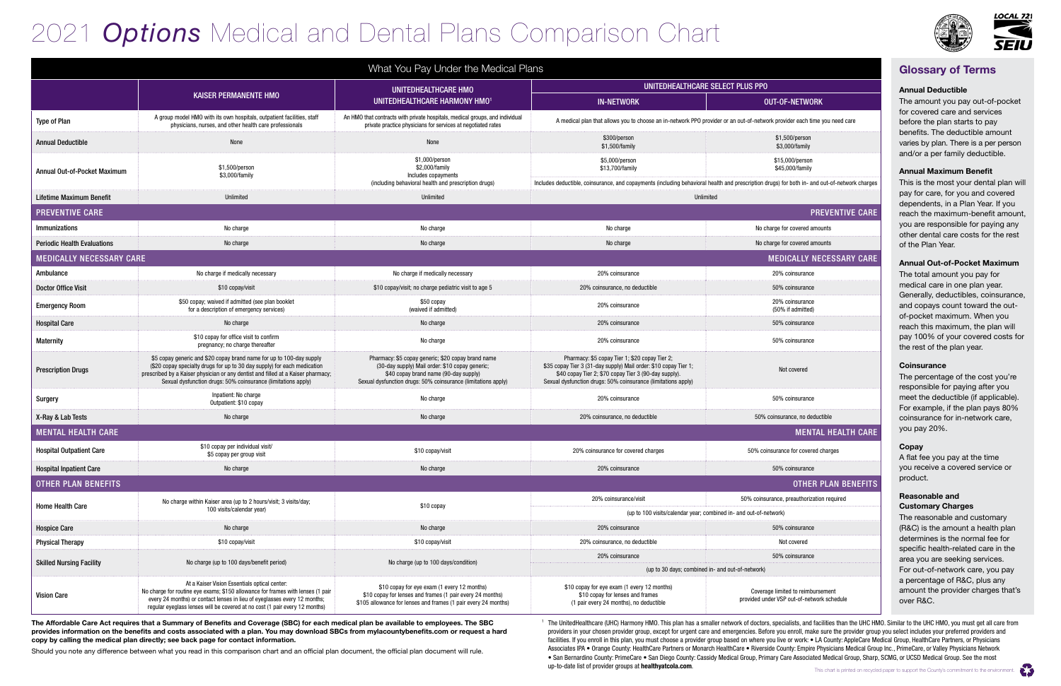# 2021 *Options* Medical and Dental Plans Comparison Chart

## What You Pay Under the Medical Plans

| | KAISER PERMANENTE HMO | UNITEDHEALTHCARE HMO / UNITEDHEALTHCARE HARMONY HMO[1] | UNITEDHEALTHCARE SELECT PLUS PPO: IN-NETWORK | UNITEDHEALTHCARE SELECT PLUS PPO: OUT-OF-NETWORK |
|---|---|---|---|---|
| **Type of Plan** | A group model HMO with its own hospitals, outpatient facilities, staff physicians, nurses, and other health care professionals | An HMO that contracts with private hospitals, medical groups, and individual private practice physicians for services at negotiated rates | A medical plan that allows you to choose an in-network PPO provider or an out-of-network provider each time you need care | |
| **Annual Deductible** | None | None | $300/person<br>$1,500/family | $1,500/person<br>$3,000/family |
| **Annual Out-of-Pocket Maximum** | $1,500/person<br>$3,000/family | $1,000/person<br>$2,000/family<br>Includes copayments (including behavioral health and prescription drugs) | $5,000/person<br>$13,700/family<br>Includes deductible, coinsurance, and copayments (including behavioral health and prescription drugs) for both in- and out-of-network charges | $15,000/person<br>$45,000/family |
| **Lifetime Maximum Benefit** | Unlimited | Unlimited | Unlimited | |
| **PREVENTIVE CARE** | | | | |
| **Immunizations** | No charge | No charge | No charge | No charge for covered amounts |
| **Periodic Health Evaluations** | No charge | No charge | No charge | No charge for covered amounts |
| **MEDICALLY NECESSARY CARE** | | | | |
| **Ambulance** | No charge if medically necessary | No charge if medically necessary | 20% coinsurance | 20% coinsurance |
| **Doctor Office Visit** | $10 copay/visit | $10 copay/visit; no charge pediatric visit to age 5 | 20% coinsurance, no deductible | 50% coinsurance |
| **Emergency Room** | $50 copay; waived if admitted (see plan booklet for a description of emergency services) | $50 copay<br>(waived if admitted) | 20% coinsurance | 20% coinsurance<br>(50% if admitted) |
| **Hospital Care** | No charge | No charge | 20% coinsurance | 50% coinsurance |
| **Maternity** | $10 copay for office visit to confirm pregnancy; no charge thereafter | No charge | 20% coinsurance | 50% coinsurance |
| **Prescription Drugs** | $5 copay generic and $20 copay brand name for up to 100-day supply ($20 copay specialty drugs for up to 30 day supply) for each medication prescribed by a Kaiser physician or any dentist and filled at a Kaiser pharmacy; Sexual dysfunction drugs: 50% coinsurance (limitations apply) | Pharmacy: $5 copay generic; $20 copay brand name (30-day supply) Mail order: $10 copay generic; $40 copay brand name (90-day supply) Sexual dysfunction drugs: 50% coinsurance (limitations apply) | Pharmacy: $5 copay Tier 1; $20 copay Tier 2; $35 copay Tier 3 (31-day supply) Mail order: $10 copay Tier 1; $40 copay Tier 2; $70 copay Tier 3 (90-day supply). Sexual dysfunction drugs: 50% coinsurance (limitations apply) | Not covered |
| **Surgery** | Inpatient: No charge<br>Outpatient: $10 copay | No charge | 20% coinsurance | 50% coinsurance |
| **X-Ray & Lab Tests** | No charge | No charge | 20% coinsurance, no deductible | 50% coinsurance, no deductible |
| **MENTAL HEALTH CARE** | | | | |
| **Hospital Outpatient Care** | $10 copay per individual visit/<br>$5 copay per group visit | $10 copay/visit | 20% coinsurance for covered charges | 50% coinsurance for covered charges |
| **Hospital Inpatient Care** | No charge | No charge | 20% coinsurance | 50% coinsurance |
| **OTHER PLAN BENEFITS** | | | | |
| **Home Health Care** | No charge within Kaiser area (up to 2 hours/visit; 3 visits/day; 100 visits/calendar year) | $10 copay | 20% coinsurance/visit<br>(up to 100 visits/calendar year; combined in- and out-of-network) | 50% coinsurance, preauthorization required |
| **Hospice Care** | No charge | No charge | 20% coinsurance | 50% coinsurance |
| **Physical Therapy** | $10 copay/visit | $10 copay/visit | 20% coinsurance, no deductible | Not covered |
| **Skilled Nursing Facility** | No charge (up to 100 days/benefit period) | No charge (up to 100 days/condition) | 20% coinsurance<br>(up to 30 days; combined in- and out-of-network) | 50% coinsurance |
| **Vision Care** | At a Kaiser Vision Essentials optical center: No charge for routine eye exams; $150 allowance for frames with lenses (1 pair every 24 months) or contact lenses in lieu of eyeglasses every 12 months; regular eyeglass lenses will be covered at no cost (1 pair every 12 months) | $10 copay for eye exam (1 every 12 months)<br>$10 copay for lenses and frames (1 pair every 24 months)<br>$105 allowance for lenses and frames (1 pair every 24 months) | $10 copay for eye exam (1 every 12 months)<br>$10 copay for lenses and frames<br>(1 pair every 24 months), no deductible | Coverage limited to reimbursement provided under VSP out-of-network schedule |

**The Affordable Care Act requires that a Summary of Benefits and Coverage (SBC) for each medical plan be available to employees. The SBC provides information on the benefits and costs associated with a plan. You may download SBCs from mylacountybenefits.com or request a hard copy by calling the medical plan directly; see back page for contact information.**

Should you note any difference between what you read in this comparison chart and an official plan document, the official plan document will rule.

[1] The UnitedHealthcare (UHC) Harmony HMO. This plan has a smaller network of doctors, specialists, and facilities than the UHC HMO. Similar to the UHC HMO, you must get all care from providers in your chosen provider group, except for urgent care and emergencies. Before you enroll, make sure the provider group you select includes your preferred providers and facilities. If you enroll in this plan, you must choose a provider group based on where you live or work: • LA County: AppleCare Medical Group, HealthCare Partners, or Physicians Associates IPA • Orange County: HealthCare Partners or Monarch HealthCare • Riverside County: Empire Physicians Medical Group Inc., PrimeCare, or Valley Physicians Network • San Bernardino County: PrimeCare • San Diego County: Cassidy Medical Group, Primary Care Associated Medical Group, Sharp, SCMG, or UCSD Medical Group. See the most up-to-date list of provider groups at **healthyatcola.com**.

This chart is printed on recycled paper to support the County's commitment to the environment.

## Glossary of Terms

**Annual Deductible**
The amount you pay out-of-pocket for covered care and services before the plan starts to pay benefits. The deductible amount varies by plan. There is a per person and/or a per family deductible.

**Annual Maximum Benefit**
This is the most your dental plan will pay for care, for you and covered dependents, in a Plan Year. If you reach the maximum-benefit amount, you are responsible for paying any other dental care costs for the rest of the Plan Year.

**Annual Out-of-Pocket Maximum**
The total amount you pay for medical care in one plan year. Generally, deductibles, coinsurance, and copays count toward the out-of-pocket maximum. When you reach this maximum, the plan will pay 100% of your covered costs for the rest of the plan year.

**Coinsurance**
The percentage of the cost you're responsible for paying after you meet the deductible (if applicable). For example, if the plan pays 80% coinsurance for in-network care, you pay 20%.

**Copay**
A flat fee you pay at the time you receive a covered service or product.

**Reasonable and Customary Charges**
The reasonable and customary (R&C) is the amount a health plan determines is the normal fee for specific health-related care in the area you are seeking services. For out-of-network care, you pay a percentage of R&C, plus any amount the provider charges that's over R&C.